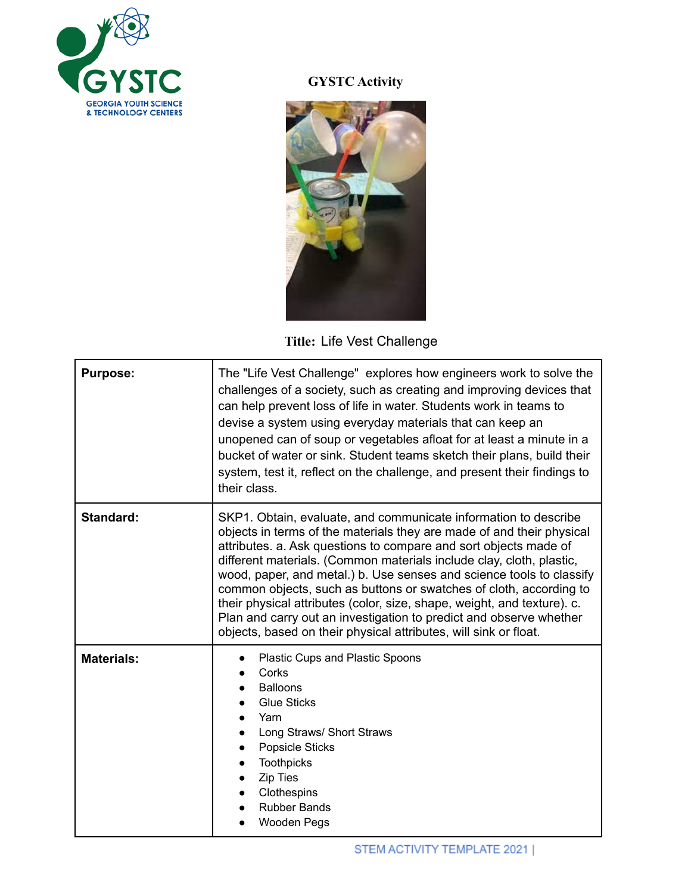# GYSTC Activity

**Title:** Life Vest Challenge

| | |
|---|---|
| **Purpose:** | The "Life Vest Challenge" explores how engineers work to solve the challenges of a society, such as creating and improving devices that can help prevent loss of life in water. Students work in teams to devise a system using everyday materials that can keep an unopened can of soup or vegetables afloat for at least a minute in a bucket of water or sink. Student teams sketch their plans, build their system, test it, reflect on the challenge, and present their findings to their class. |
| **Standard:** | SKP1. Obtain, evaluate, and communicate information to describe objects in terms of the materials they are made of and their physical attributes. a. Ask questions to compare and sort objects made of different materials. (Common materials include clay, cloth, plastic, wood, paper, and metal.) b. Use senses and science tools to classify common objects, such as buttons or swatches of cloth, according to their physical attributes (color, size, shape, weight, and texture). c. Plan and carry out an investigation to predict and observe whether objects, based on their physical attributes, will sink or float. |
| **Materials:** | • Plastic Cups and Plastic Spoons<br>• Corks<br>• Balloons<br>• Glue Sticks<br>• Yarn<br>• Long Straws/ Short Straws<br>• Popsicle Sticks<br>• Toothpicks<br>• Zip Ties<br>• Clothespins<br>• Rubber Bands<br>• Wooden Pegs |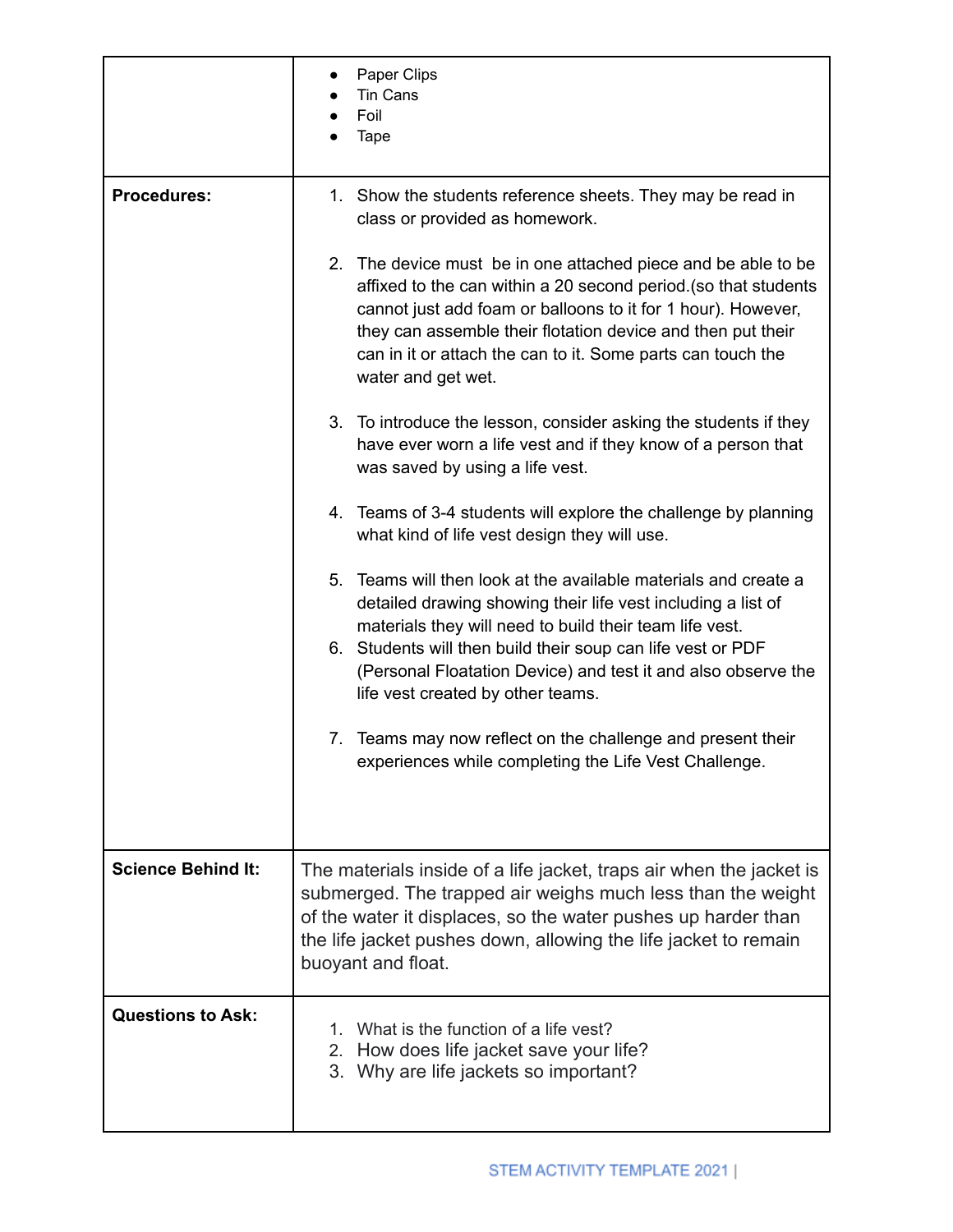| | |
|---|---|
| | • Paper Clips<br>• Tin Cans<br>• Foil<br>• Tape |
| **Procedures:** | 1. Show the students reference sheets. They may be read in class or provided as homework.<br><br>2. The device must be in one attached piece and be able to be affixed to the can within a 20 second period.(so that students cannot just add foam or balloons to it for 1 hour). However, they can assemble their flotation device and then put their can in it or attach the can to it. Some parts can touch the water and get wet.<br><br>3. To introduce the lesson, consider asking the students if they have ever worn a life vest and if they know of a person that was saved by using a life vest.<br><br>4. Teams of 3-4 students will explore the challenge by planning what kind of life vest design they will use.<br><br>5. Teams will then look at the available materials and create a detailed drawing showing their life vest including a list of materials they will need to build their team life vest.<br>6. Students will then build their soup can life vest or PDF (Personal Floatation Device) and test it and also observe the life vest created by other teams.<br><br>7. Teams may now reflect on the challenge and present their experiences while completing the Life Vest Challenge. |
| **Science Behind It:** | The materials inside of a life jacket, traps air when the jacket is submerged. The trapped air weighs much less than the weight of the water it displaces, so the water pushes up harder than the life jacket pushes down, allowing the life jacket to remain buoyant and float. |
| **Questions to Ask:** | 1. What is the function of a life vest?<br>2. How does life jacket save your life?<br>3. Why are life jackets so important? |